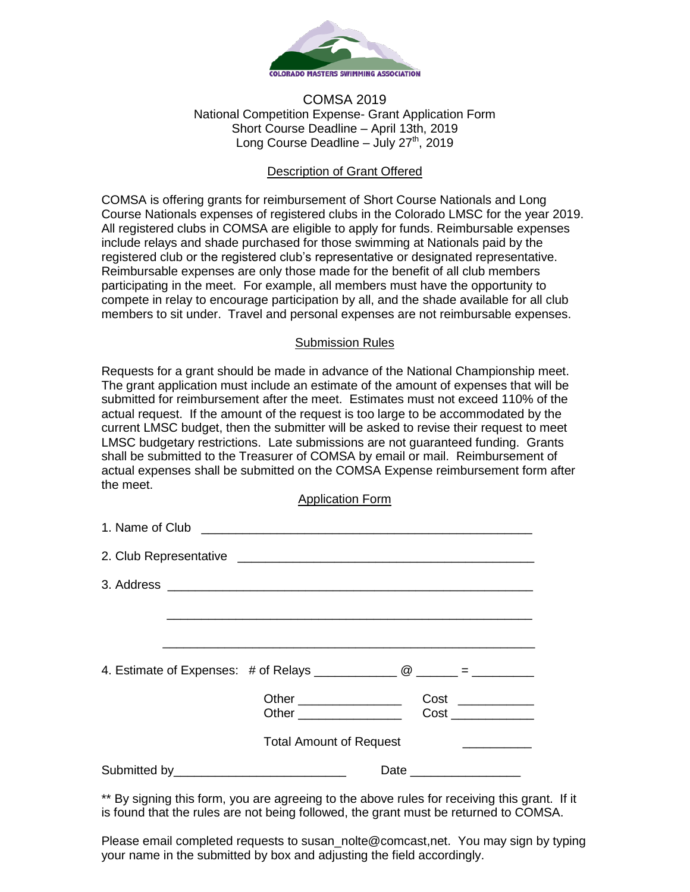COLORADO MASTERS SWIMMING ASSOCIATION

# COMSA 2019

National Competition Expense- Grant Application Form
Short Course Deadline – April 13th, 2019
Long Course Deadline – July 27th, 2019

## Description of Grant Offered

COMSA is offering grants for reimbursement of Short Course Nationals and Long Course Nationals expenses of registered clubs in the Colorado LMSC for the year 2019. All registered clubs in COMSA are eligible to apply for funds. Reimbursable expenses include relays and shade purchased for those swimming at Nationals paid by the registered club or the registered club's representative or designated representative. Reimbursable expenses are only those made for the benefit of all club members participating in the meet. For example, all members must have the opportunity to compete in relay to encourage participation by all, and the shade available for all club members to sit under. Travel and personal expenses are not reimbursable expenses.

## Submission Rules

Requests for a grant should be made in advance of the National Championship meet. The grant application must include an estimate of the amount of expenses that will be submitted for reimbursement after the meet. Estimates must not exceed 110% of the actual request. If the amount of the request is too large to be accommodated by the current LMSC budget, then the submitter will be asked to revise their request to meet LMSC budgetary restrictions. Late submissions are not guaranteed funding. Grants shall be submitted to the Treasurer of COMSA by email or mail. Reimbursement of actual expenses shall be submitted on the COMSA Expense reimbursement form after the meet.

## Application Form

1. Name of Club _______________________________________________

2. Club Representative ________________________________________

3. Address ___________________________________________________

_____________________________________________________________

_____________________________________________________________

4. Estimate of Expenses: # of Relays ___________ @ ______ = _________

Other _______________ Cost ___________
Other _______________ Cost ___________

Total Amount of Request __________

Submitted by_________________________ Date ________________

** By signing this form, you are agreeing to the above rules for receiving this grant. If it is found that the rules are not being followed, the grant must be returned to COMSA.

Please email completed requests to susan_nolte@comcast,net. You may sign by typing your name in the submitted by box and adjusting the field accordingly.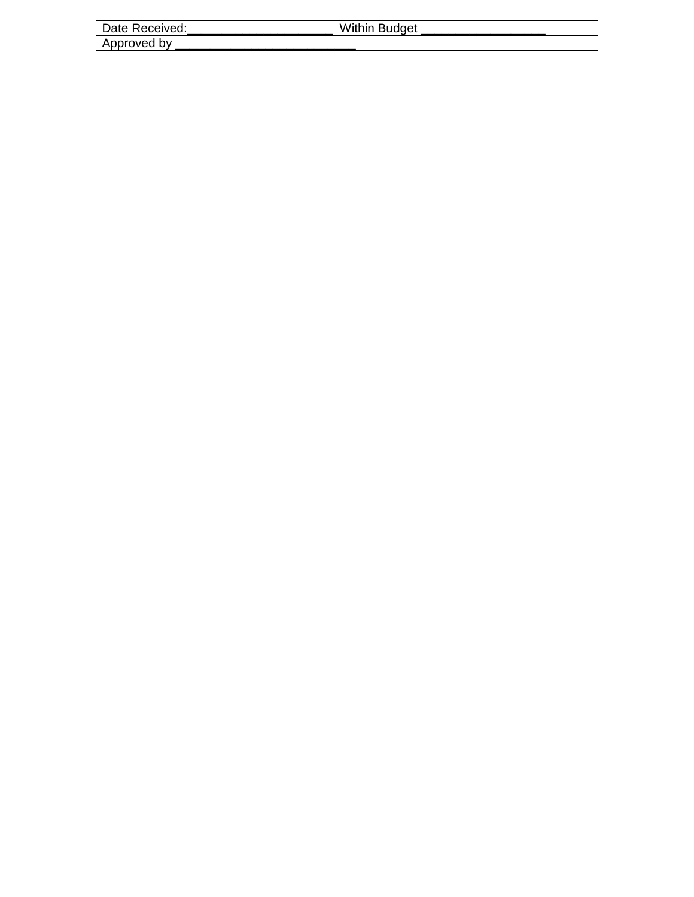| | |
|---|---|
| Date Received:_____________________ | Within Budget __________________ |
| Approved by __________________________ | |